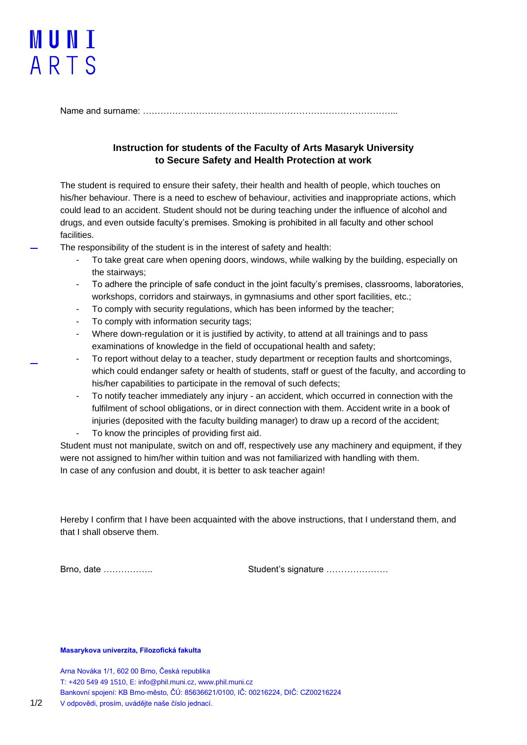MUNI
ARTS

Name and surname: …………………………………………………………………………...

**Instruction for students of the Faculty of Arts Masaryk University to Secure Safety and Health Protection at work**

The student is required to ensure their safety, their health and health of people, which touches on his/her behaviour. There is a need to eschew of behaviour, activities and inappropriate actions, which could lead to an accident. Student should not be during teaching under the influence of alcohol and drugs, and even outside faculty's premises. Smoking is prohibited in all faculty and other school facilities.

The responsibility of the student is in the interest of safety and health:

- To take great care when opening doors, windows, while walking by the building, especially on the stairways;
- To adhere the principle of safe conduct in the joint faculty's premises, classrooms, laboratories, workshops, corridors and stairways, in gymnasiums and other sport facilities, etc.;
- To comply with security regulations, which has been informed by the teacher;
- To comply with information security tags;
- Where down-regulation or it is justified by activity, to attend at all trainings and to pass examinations of knowledge in the field of occupational health and safety;
- To report without delay to a teacher, study department or reception faults and shortcomings, which could endanger safety or health of students, staff or guest of the faculty, and according to his/her capabilities to participate in the removal of such defects;
- To notify teacher immediately any injury - an accident, which occurred in connection with the fulfilment of school obligations, or in direct connection with them. Accident write in a book of injuries (deposited with the faculty building manager) to draw up a record of the accident;
- To know the principles of providing first aid.

Student must not manipulate, switch on and off, respectively use any machinery and equipment, if they were not assigned to him/her within tuition and was not familiarized with handling with them.
In case of any confusion and doubt, it is better to ask teacher again!

Hereby I confirm that I have been acquainted with the above instructions, that I understand them, and that I shall observe them.

Brno, date ……………..  Student's signature …………………

**Masarykova univerzita, Filozofická fakulta**

Arna Nováka 1/1, 602 00 Brno, Česká republika
T: +420 549 49 1510, E: info@phil.muni.cz, www.phil.muni.cz
Bankovní spojení: KB Brno-město, ČÚ: 85636621/0100, IČ: 00216224, DIČ: CZ00216224
V odpovědi, prosím, uvádějte naše číslo jednací.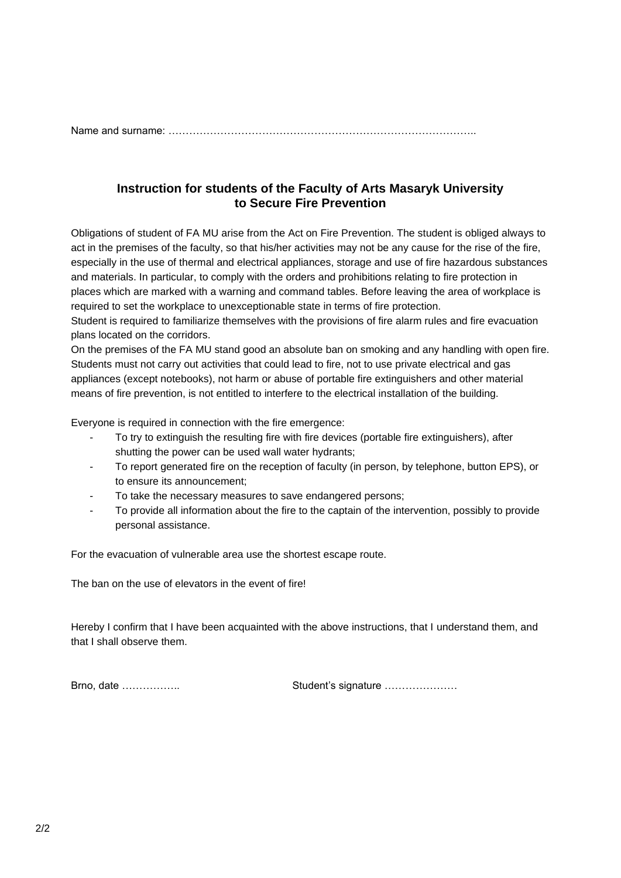Name and surname: ……………………………………………………………………………..

## Instruction for students of the Faculty of Arts Masaryk University to Secure Fire Prevention

Obligations of student of FA MU arise from the Act on Fire Prevention. The student is obliged always to act in the premises of the faculty, so that his/her activities may not be any cause for the rise of the fire, especially in the use of thermal and electrical appliances, storage and use of fire hazardous substances and materials. In particular, to comply with the orders and prohibitions relating to fire protection in places which are marked with a warning and command tables. Before leaving the area of workplace is required to set the workplace to unexceptionable state in terms of fire protection.
Student is required to familiarize themselves with the provisions of fire alarm rules and fire evacuation plans located on the corridors.
On the premises of the FA MU stand good an absolute ban on smoking and any handling with open fire. Students must not carry out activities that could lead to fire, not to use private electrical and gas appliances (except notebooks), not harm or abuse of portable fire extinguishers and other material means of fire prevention, is not entitled to interfere to the electrical installation of the building.

Everyone is required in connection with the fire emergence:

- To try to extinguish the resulting fire with fire devices (portable fire extinguishers), after shutting the power can be used wall water hydrants;
- To report generated fire on the reception of faculty (in person, by telephone, button EPS), or to ensure its announcement;
- To take the necessary measures to save endangered persons;
- To provide all information about the fire to the captain of the intervention, possibly to provide personal assistance.

For the evacuation of vulnerable area use the shortest escape route.

The ban on the use of elevators in the event of fire!

Hereby I confirm that I have been acquainted with the above instructions, that I understand them, and that I shall observe them.

Brno, date ……………..                                    Student's signature …………………